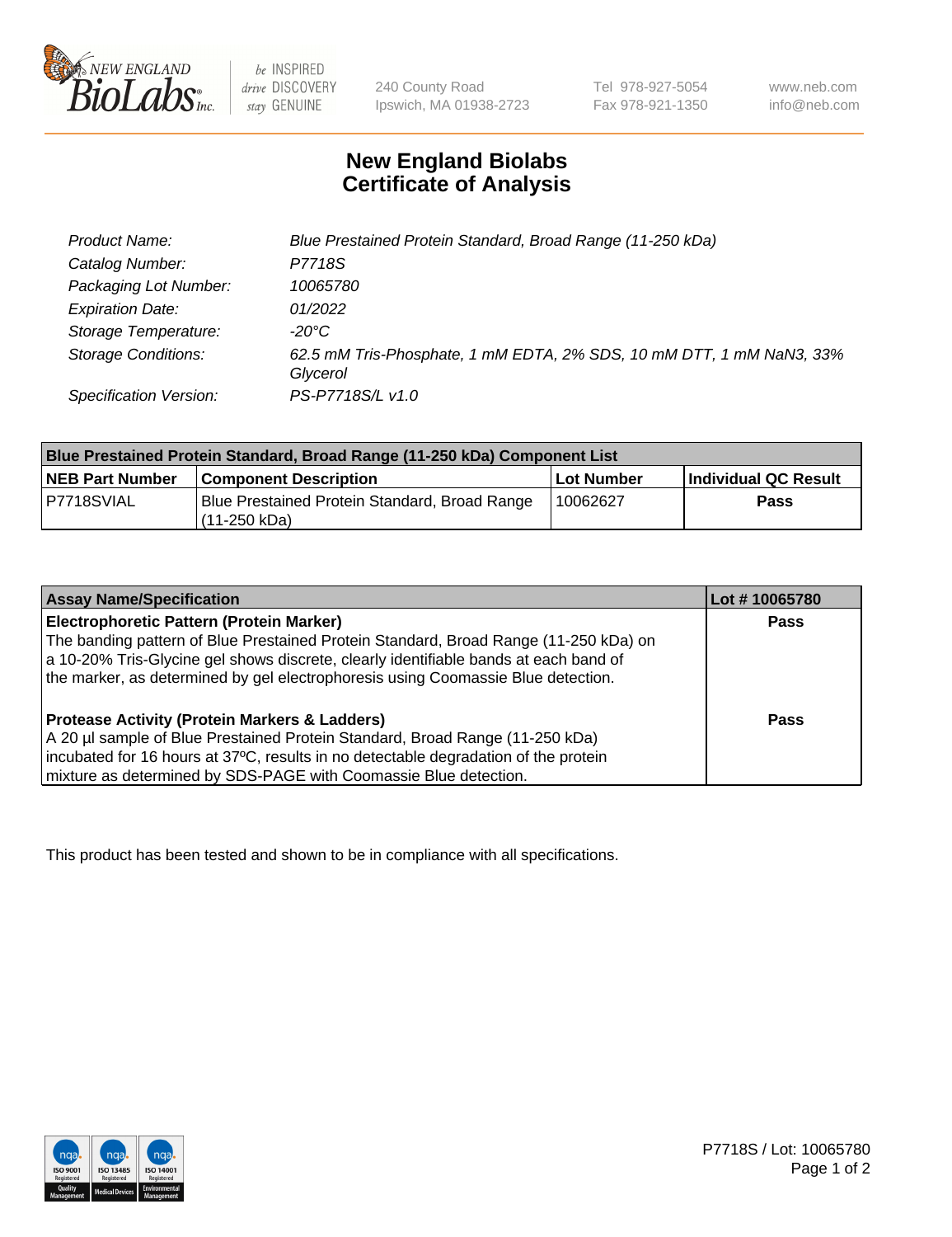NEW ENGLAND BioLabs Inc. — be INSPIRED drive DISCOVERY stay GENUINE

240 County Road
Ipswich, MA 01938-2723

Tel 978-927-5054
Fax 978-921-1350

www.neb.com
info@neb.com

# New England Biolabs
# Certificate of Analysis

| | |
|---|---|
| Product Name: | *Blue Prestained Protein Standard, Broad Range (11-250 kDa)* |
| Catalog Number: | *P7718S* |
| Packaging Lot Number: | *10065780* |
| Expiration Date: | *01/2022* |
| Storage Temperature: | *-20°C* |
| Storage Conditions: | *62.5 mM Tris-Phosphate, 1 mM EDTA, 2% SDS, 10 mM DTT, 1 mM NaN3, 33% Glycerol* |
| Specification Version: | *PS-P7718S/L v1.0* |

| Blue Prestained Protein Standard, Broad Range (11-250 kDa) Component List | | | |
|---|---|---|---|
| **NEB Part Number** | **Component Description** | **Lot Number** | **Individual QC Result** |
| P7718SVIAL | Blue Prestained Protein Standard, Broad Range (11-250 kDa) | 10062627 | **Pass** |

| Assay Name/Specification | Lot # 10065780 |
|---|---|
| **Electrophoretic Pattern (Protein Marker)**<br>The banding pattern of Blue Prestained Protein Standard, Broad Range (11-250 kDa) on a 10-20% Tris-Glycine gel shows discrete, clearly identifiable bands at each band of the marker, as determined by gel electrophoresis using Coomassie Blue detection. | **Pass** |
| **Protease Activity (Protein Markers & Ladders)**<br>A 20 µl sample of Blue Prestained Protein Standard, Broad Range (11-250 kDa) incubated for 16 hours at 37ºC, results in no detectable degradation of the protein mixture as determined by SDS-PAGE with Coomassie Blue detection. | **Pass** |

This product has been tested and shown to be in compliance with all specifications.

P7718S / Lot: 10065780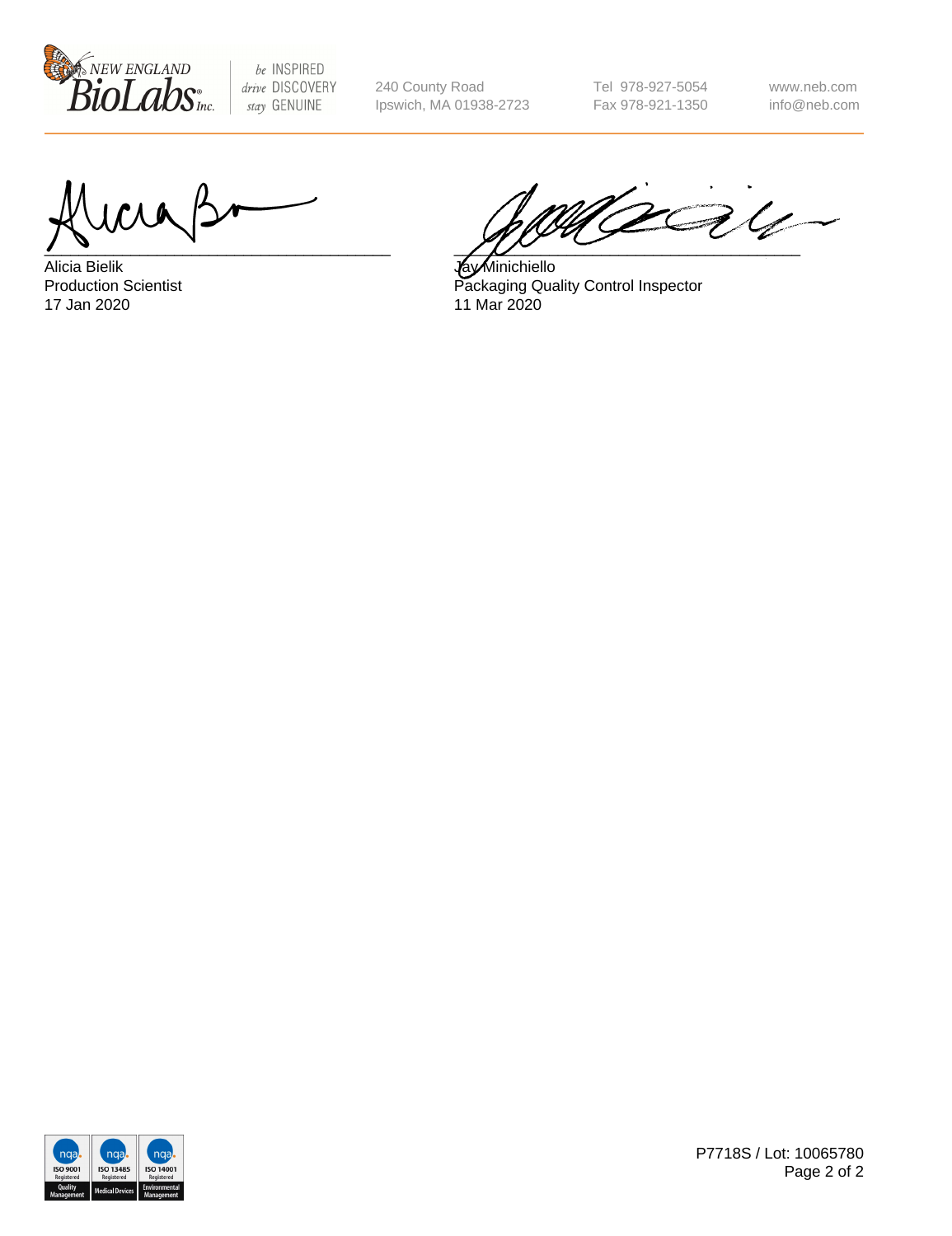Alicia Bielik
Production Scientist
17 Jan 2020

Jay Minichiello
Packaging Quality Control Inspector
11 Mar 2020

P7718S / Lot: 10065780